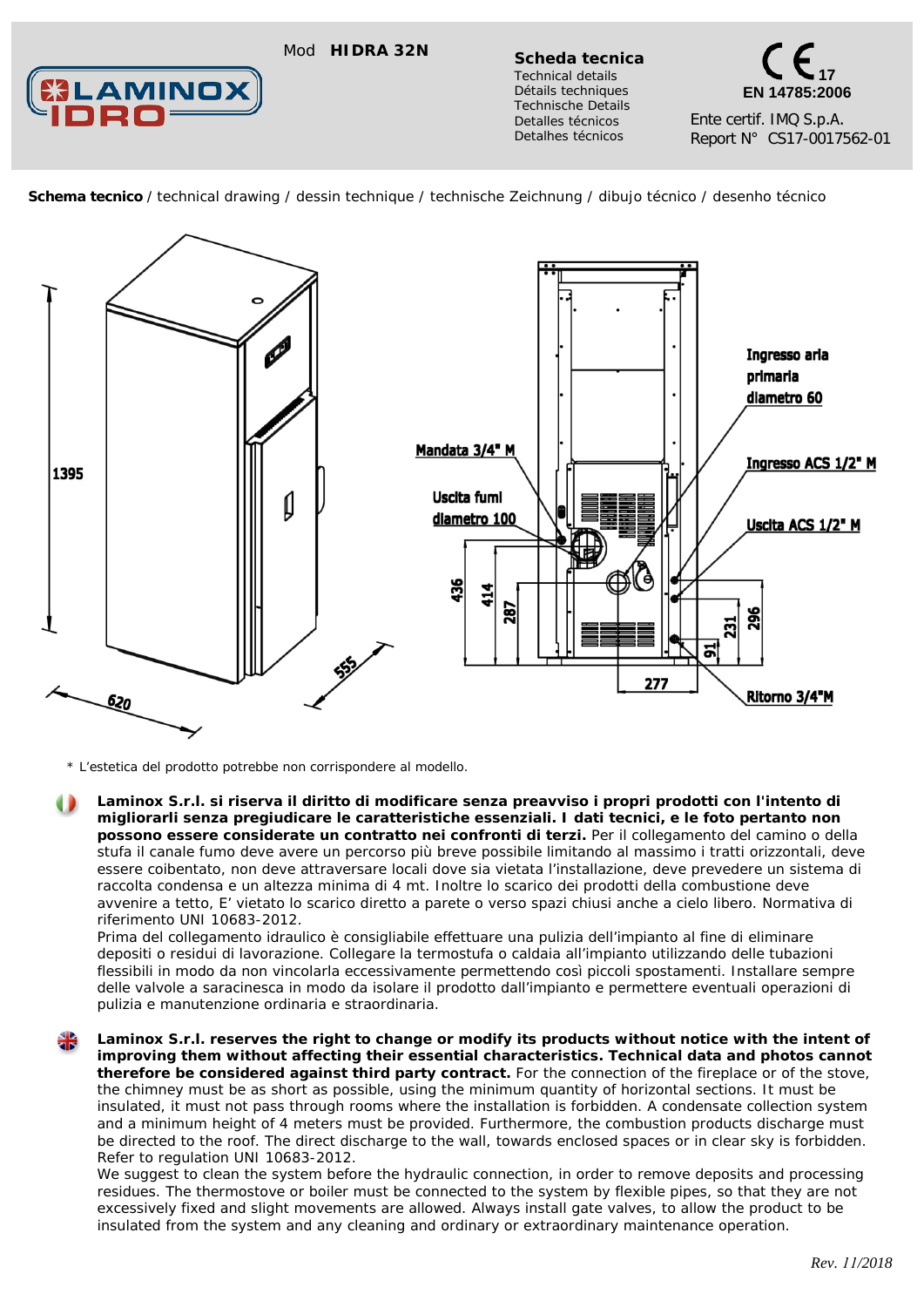Mod **HIDRA 32N**

**Scheda tecnica**
Technical details
Détails techniques
Technische Details
Detalles técnicos
Detalhes técnicos

CE 17
**EN 14785:2006**
Ente certif. IMQ S.p.A.
Report N° CS17-0017562-01

**Schema tecnico** / technical drawing / dessin technique / technische Zeichnung / dibujo técnico / desenho técnico

1395
620
555

Ingresso aria primaria diametro 60
Mandata 3/4" M
Ingresso ACS 1/2" M
Uscita fumi diametro 100
Uscita ACS 1/2" M
436
414
287
231
296
91
277
Ritorno 3/4"M

\* L'estetica del prodotto potrebbe non corrispondere al modello.

**Laminox S.r.l. si riserva il diritto di modificare senza preavviso i propri prodotti con l'intento di migliorarli senza pregiudicare le caratteristiche essenziali. I dati tecnici, e le foto pertanto non possono essere considerate un contratto nei confronti di terzi.** Per il collegamento del camino o della stufa il canale fumo deve avere un percorso più breve possibile limitando al massimo i tratti orizzontali, deve essere coibentato, non deve attraversare locali dove sia vietata l'installazione, deve prevedere un sistema di raccolta condensa e un altezza minima di 4 mt. Inoltre lo scarico dei prodotti della combustione deve avvenire a tetto, E' vietato lo scarico diretto a parete o verso spazi chiusi anche a cielo libero. Normativa di riferimento UNI 10683-2012.
Prima del collegamento idraulico è consigliabile effettuare una pulizia dell'impianto al fine di eliminare depositi o residui di lavorazione. Collegare la termostufa o caldaia all'impianto utilizzando delle tubazioni flessibili in modo da non vincolarla eccessivamente permettendo così piccoli spostamenti. Installare sempre delle valvole a saracinesca in modo da isolare il prodotto dall'impianto e permettere eventuali operazioni di pulizia e manutenzione ordinaria e straordinaria.

**Laminox S.r.l. reserves the right to change or modify its products without notice with the intent of improving them without affecting their essential characteristics. Technical data and photos cannot therefore be considered against third party contract.** For the connection of the fireplace or of the stove, the chimney must be as short as possible, using the minimum quantity of horizontal sections. It must be insulated, it must not pass through rooms where the installation is forbidden. A condensate collection system and a minimum height of 4 meters must be provided. Furthermore, the combustion products discharge must be directed to the roof. The direct discharge to the wall, towards enclosed spaces or in clear sky is forbidden. Refer to regulation UNI 10683-2012.
We suggest to clean the system before the hydraulic connection, in order to remove deposits and processing residues. The thermostove or boiler must be connected to the system by flexible pipes, so that they are not excessively fixed and slight movements are allowed. Always install gate valves, to allow the product to be insulated from the system and any cleaning and ordinary or extraordinary maintenance operation.

*Rev. 11/2018*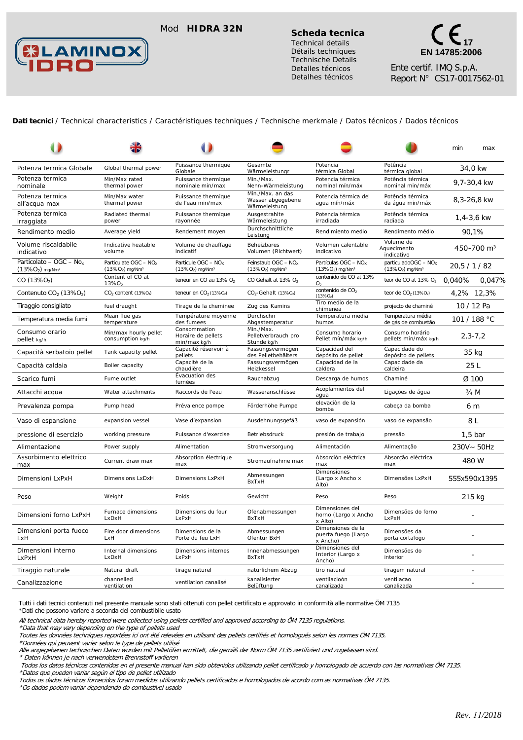LAMINOX IDRO

Mod **HIDRA 32N**

## Scheda tecnica
Technical details
Détails techniques
Technische Details
Detalles técnicos
Detalhes técnicos

CE 17
**EN 14785:2006**

Ente certif. IMQ S.p.A.
Report N° CS17-0017562-01

**Dati tecnici** / Technical characteristics / Caractéristiques techniques / Technische merkmale / Datos técnicos / Dados técnicos

| IT | EN | FR | DE | ES | PT | min max |
|---|---|---|---|---|---|---|
| Potenza termica Globale | Global thermal power | Puissance thermique Globale | Gesamte Wärmeleistungr | Potencia térmica Global | Potência térmica global | 34,0 kw |
| Potenza termica nominale | Min/Max rated thermal power | Puissance thermique nominale min/max | Min./Max. Nenn-Wärmeleistung | Potencia térmica nominal mín/máx | Potência térmica nominal mín/máx | 9,7-30,4 kw |
| Potenza termica all'acqua max | Min/Max water thermal power | Puissance thermique de l'eau min/max | Min./Max. an das Wasser abgegebene Wärmeleistung | Potencia térmica del agua mín/máx | Potência térmica da água mín/máx | 8,3-26,8 kw |
| Potenza termica irraggiata | Radiated thermal power | Puissance thermique rayonnée | Ausgestrahlte Wärmeleistung | Potencia térmica irradiada | Potência térmica radiada | 1,4-3,6 kw |
| Rendimento medio | Average yield | Rendement moyen | Durchschnittliche Leistung | Rendimiento medio | Rendimento médio | 90,1% |
| Volume riscaldabile indicativo | Indicative heatable volume | Volume de chauffage indicatif | Beheizbares Volumen (Richtwert) | Volumen calentable indicativo | Volume de Aquecimento indicativo | 450-700 m³ |
| Particolato – OGC – $NO_x$ (13% $O_2$) mg/Nm³ | Particulate OGC – $NO_x$ (13% $O_2$) mg/Nm³ | Particule OGC – $NO_x$ (13% $O_2$) mg/Nm³ | Feinstaub OGC – $NO_x$ (13% $O_2$) mg/Nm³ | Partículas OGC – $NO_x$ (13% $O_2$) mg/Nm³ | particuladoOGC – $NO_x$ (13% $O_2$) mg/Nm³ | 20,5 / 1 / 82 |
| CO (13% $O_2$) | Content of CO at 13% $O_2$ | teneur en CO au 13% $O_2$ | CO Gehalt at 13% $O_2$ | contenido de CO at 13% $O_2$ | teor de CO at 13% $O_2$ | 0,040% 0,047% |
| Contenuto $CO_2$ (13% $O_2$) | $CO_2$ content (13% $O_2$) | teneur en $CO_2$ (13% $O_2$) | $CO_2$-Gehalt (13% $O_2$) | contenido de $CO_2$ (13% $O_2$) | teor de $CO_2$ (13% $O_2$) | 4,2% 12,3% |
| Tiraggio consigliato | fuel draught | Tirage de la cheminee | Zug des Kamins | Tiro medio de la chimenea | projecto de chaminé | 10 / 12 Pa |
| Temperatura media fumi | Mean flue gas temperature | Température moyenne des fumees | Durchschn Abgastemperatur | Temperatura media humos | Temperatura média de gás de combustão | 101 / 188 °C |
| Consumo orario pellet kg/h | Min/max hourly pellet consumption kg/h | Consommation Horaire de pellets min/max kg/h | Min./Max. Pelletverbrauch pro Stunde kg/h | Consumo horario Pellet mín/máx kg/h | Consumo horário pellets mín/máx kg/h | 2,3-7,2 |
| Capacità serbatoio pellet | Tank capacity pellet | Capacité réservoir à pellets | Fassungsvermögen des Pelletbehälters | Capacidad del depósito de pellet | Capacidade do depósito de pellets | 35 kg |
| Capacità caldaia | Boiler capacity | Capacité de la chaudière | Fassungsvermögen Heizkessel | Capacidad de la caldera | Capacidade da caldeira | 25 L |
| Scarico fumi | Fume outlet | Évacuation des fumées | Rauchabzug | Descarga de humos | Chaminé | Ø 100 |
| Attacchi acqua | Water attachments | Raccords de l'eau | Wasseranschlüsse | Acoplamientos del agua | Ligações de água | ¾ M |
| Prevalenza pompa | Pump head | Prévalence pompe | Förderhöhe Pumpe | elevaciòn de la bomba | cabeça da bomba | 6 m |
| Vaso di espansione | expansion vessel | Vase d'expansion | Ausdehnungsgefäß | vaso de expansión | vaso de expansão | 8 L |
| pressione di esercizio | working pressure | Puissance d'exercise | Betriebsdruck | presión de trabajo | pressão | 1,5 bar |
| Alimentazione | Power supply | Alimentation | Stromversorgung | Alimentación | Alimentação | 230V~ 50Hz |
| Assorbimento elettrico max | Current draw max | Absorption électrique max | Stromaufnahme max | Absorción eléctrica max | Absorção eléctrica max | 480 W |
| Dimensioni LxPxH | Dimensions LxDxH | Dimensions LxPxH | Abmessungen BxTxH | Dimensiones (Largo x Ancho x Alto) | Dimensões LxPxH | 555x590x1395 |
| Peso | Weight | Poids | Gewicht | Peso | Peso | 215 kg |
| Dimensioni forno LxPxH | Furnace dimensions LxDxH | Dimensions du four LxPxH | Ofenabmessungen BxTxH | Dimensiones del horno (Largo x Ancho x Alto) | Dimensões do forno LxPxH | - |
| Dimensioni porta fuoco LxH | Fire door dimensions LxH | Dimensions de la Porte du feu LxH | Abmessungen Ofentür BxH | Dimensiones de la puerta fuego (Largo x Ancho) | Dimensões da porta cortafogo | - |
| Dimensioni interno LxPxH | Internal dimensions LxDxH | Dimensions internes LxPxH | Innenabmessungen BxTxH | Dimensiones del Interior (Largo x Ancho) | Dimensões do interior | - |
| Tiraggio naturale | Natural draft | tirage naturel | natürlichem Abzug | tiro natural | tiragem natural | - |
| Canalizzazione | channelled ventilation | ventilation canalisé | kanalisierter Belüftung | ventilacioón canalizada | ventilacao canalizada | - |

Tutti i dati tecnici contenuti nel presente manuale sono stati ottenuti con pellet certificato e approvato in conformità alle normative ÖM 7135
*Dati che possono variare a seconda del combustibile usato

*All technical data hereby reported were collected using pellets certified and approved according to ÖM 7135 regulations.*
**Data that may vary depending on the type of pellets used*
*Toutes les données techniques reportées ici ont été relevées en utilisant des pellets certifiés et homologués selon les normes ÖM 7135.*
**Données qui peuvent varier selon le type de pellets utilisé*
*Alle angegebenen technischen Daten wurden mit Pelletöfen ermittelt, die gemäß der Norm ÖM 7135 zertifiziert und zugelassen sind.*
** Daten können je nach verwendetem Brennstoff variieren*
*Todos los datos técnicos contenidos en el presente manual han sido obtenidos utilizando pellet certificado y homologado de acuerdo con las normativas ÖM 7135.*
**Datos que pueden variar según el tipo de pellet utilizado*
*Todos os dados técnicos fornecidos foram medidos utilizando pellets certificados e homologados de acordo com as normativas ÖM 7135.*
**Os dados podem variar dependendo do combustível usado*

*Rev. 11/2018*